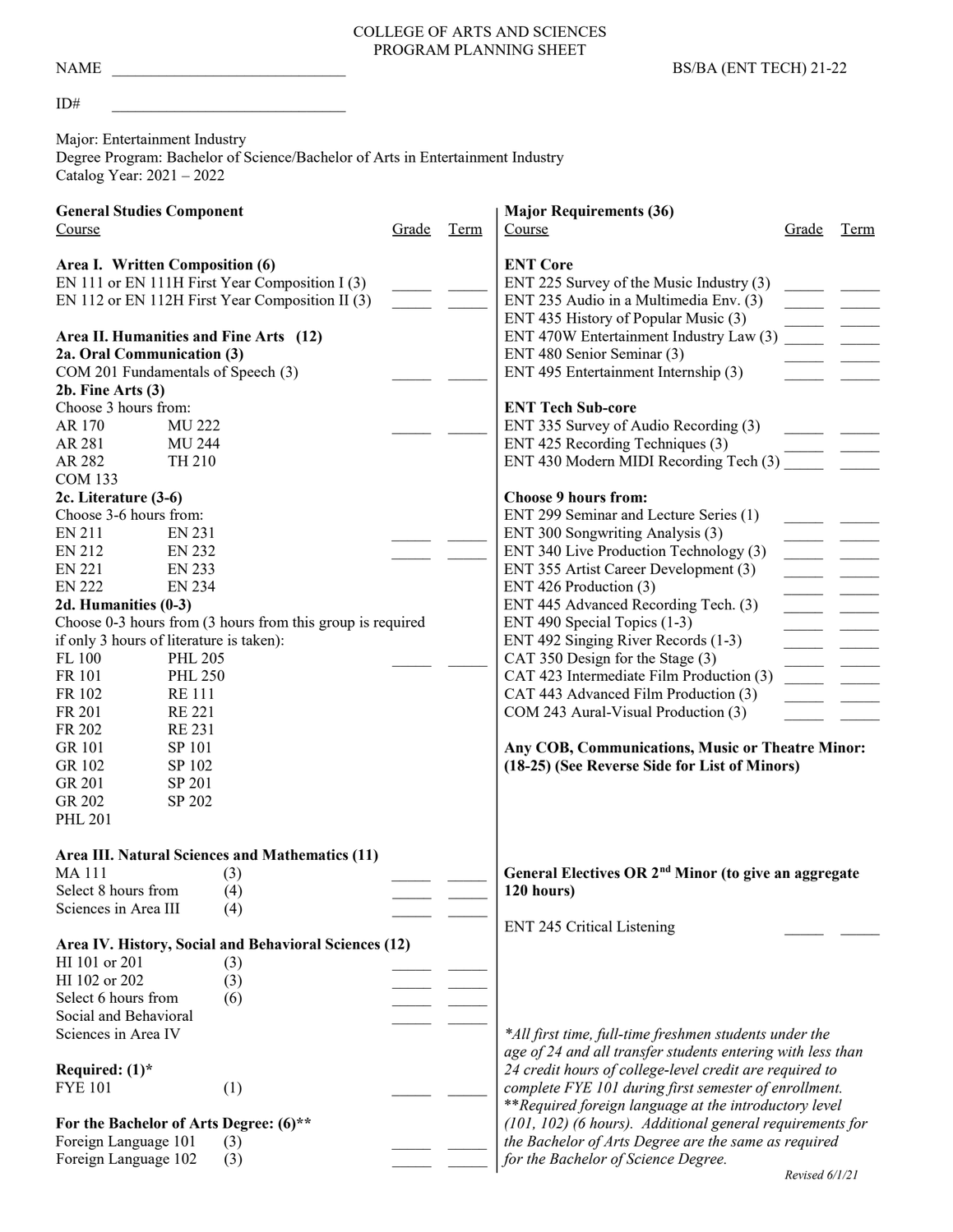COLLEGE OF ARTS AND SCIENCES
PROGRAM PLANNING SHEET

NAME ______________________________ BS/BA (ENT TECH) 21-22

ID# ______________________________

Major: Entertainment Industry
Degree Program: Bachelor of Science/Bachelor of Arts in Entertainment Industry
Catalog Year: 2021 – 2022

## General Studies Component

| Course | Grade | Term |
|---|---|---|
| **Area I. Written Composition (6)** | | |
| EN 111 or EN 111H First Year Composition I (3) | _____ | _____ |
| EN 112 or EN 112H First Year Composition II (3) | _____ | _____ |
| **Area II. Humanities and Fine Arts (12)** | | |
| **2a. Oral Communication (3)** | | |
| COM 201 Fundamentals of Speech (3) | _____ | _____ |
| **2b. Fine Arts (3)** | | |
| Choose 3 hours from: AR 170, MU 222, AR 281, MU 244, AR 282, TH 210, COM 133 | _____ | _____ |
| **2c. Literature (3-6)** | | |
| Choose 3-6 hours from: EN 211, EN 231, EN 212, EN 232, EN 221, EN 233, EN 222, EN 234 | _____ | _____ |
| | _____ | _____ |
| **2d. Humanities (0-3)** | | |
| Choose 0-3 hours from (3 hours from this group is required if only 3 hours of literature is taken): FL 100, PHL 205, FR 101, PHL 250, FR 102, RE 111, FR 201, RE 221, FR 202, RE 231, GR 101, SP 101, GR 102, SP 102, GR 201, SP 201, GR 202, SP 202, PHL 201 | _____ | _____ |
| **Area III. Natural Sciences and Mathematics (11)** | | |
| MA 111 (3) | _____ | _____ |
| Select 8 hours from (4) | _____ | _____ |
| Sciences in Area III (4) | _____ | _____ |
| **Area IV. History, Social and Behavioral Sciences (12)** | | |
| HI 101 or 201 (3) | _____ | _____ |
| HI 102 or 202 (3) | _____ | _____ |
| Select 6 hours from (6) | _____ | _____ |
| Social and Behavioral Sciences in Area IV | _____ | _____ |
| **Required: (1)*** | | |
| FYE 101 (1) | _____ | _____ |
| **For the Bachelor of Arts Degree: (6)**** | | |
| Foreign Language 101 (3) | _____ | _____ |
| Foreign Language 102 (3) | _____ | _____ |

## Major Requirements (36)

| Course | Grade | Term |
|---|---|---|
| **ENT Core** | | |
| ENT 225 Survey of the Music Industry (3) | _____ | _____ |
| ENT 235 Audio in a Multimedia Env. (3) | _____ | _____ |
| ENT 435 History of Popular Music (3) | _____ | _____ |
| ENT 470W Entertainment Industry Law (3) | _____ | _____ |
| ENT 480 Senior Seminar (3) | _____ | _____ |
| ENT 495 Entertainment Internship (3) | _____ | _____ |
| **ENT Tech Sub-core** | | |
| ENT 335 Survey of Audio Recording (3) | _____ | _____ |
| ENT 425 Recording Techniques (3) | _____ | _____ |
| ENT 430 Modern MIDI Recording Tech (3) | _____ | _____ |
| **Choose 9 hours from:** | | |
| ENT 299 Seminar and Lecture Series (1) | _____ | _____ |
| ENT 300 Songwriting Analysis (3) | _____ | _____ |
| ENT 340 Live Production Technology (3) | _____ | _____ |
| ENT 355 Artist Career Development (3) | _____ | _____ |
| ENT 426 Production (3) | _____ | _____ |
| ENT 445 Advanced Recording Tech. (3) | _____ | _____ |
| ENT 490 Special Topics (1-3) | _____ | _____ |
| ENT 492 Singing River Records (1-3) | _____ | _____ |
| CAT 350 Design for the Stage (3) | _____ | _____ |
| CAT 423 Intermediate Film Production (3) | _____ | _____ |
| CAT 443 Advanced Film Production (3) | _____ | _____ |
| COM 243 Aural-Visual Production (3) | _____ | _____ |

**Any COB, Communications, Music or Theatre Minor: (18-25) (See Reverse Side for List of Minors)**

**General Electives OR 2nd Minor (to give an aggregate 120 hours)**

| Course | Grade | Term |
|---|---|---|
| ENT 245 Critical Listening | _____ | _____ |

*\*All first time, full-time freshmen students under the age of 24 and all transfer students entering with less than 24 credit hours of college-level credit are required to complete FYE 101 during first semester of enrollment.*
*\*\*Required foreign language at the introductory level (101, 102) (6 hours). Additional general requirements for the Bachelor of Arts Degree are the same as required for the Bachelor of Science Degree.*

*Revised 6/1/21*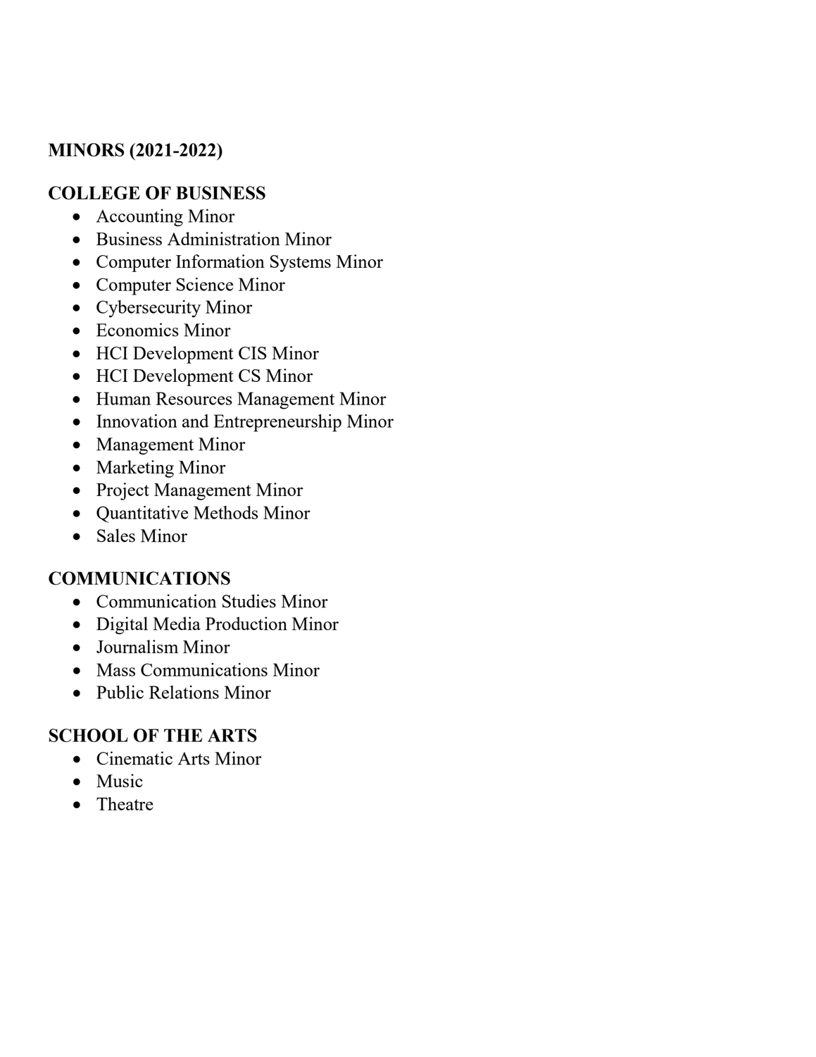**MINORS (2021-2022)**

**COLLEGE OF BUSINESS**

- Accounting Minor
- Business Administration Minor
- Computer Information Systems Minor
- Computer Science Minor
- Cybersecurity Minor
- Economics Minor
- HCI Development CIS Minor
- HCI Development CS Minor
- Human Resources Management Minor
- Innovation and Entrepreneurship Minor
- Management Minor
- Marketing Minor
- Project Management Minor
- Quantitative Methods Minor
- Sales Minor

**COMMUNICATIONS**

- Communication Studies Minor
- Digital Media Production Minor
- Journalism Minor
- Mass Communications Minor
- Public Relations Minor

**SCHOOL OF THE ARTS**

- Cinematic Arts Minor
- Music
- Theatre